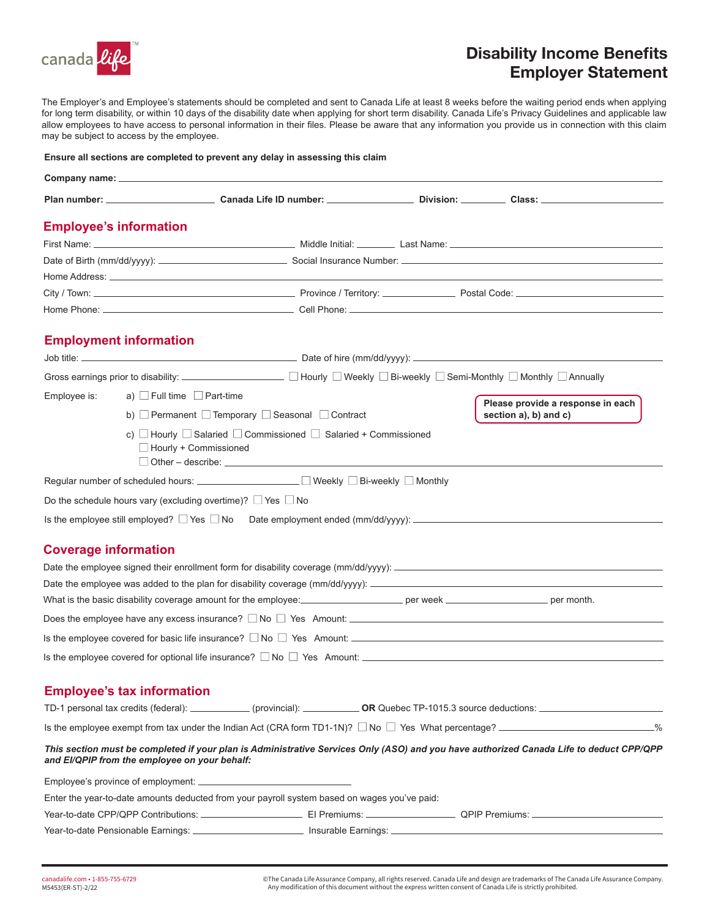canada life™

# Disability Income Benefits Employer Statement

The Employer's and Employee's statements should be completed and sent to Canada Life at least 8 weeks before the waiting period ends when applying for long term disability, or within 10 days of the disability date when applying for short term disability. Canada Life's Privacy Guidelines and applicable law allow employees to have access to personal information in their files. Please be aware that any information you provide us in connection with this claim may be subject to access by the employee.

**Ensure all sections are completed to prevent any delay in assessing this claim**

**Company name:** ____________________

**Plan number:** ____________ **Canada Life ID number:** ____________ **Division:** ________ **Class:** ____________

## Employee's information

First Name: ____________ Middle Initial: ________ Last Name: ____________

Date of Birth (mm/dd/yyyy): ____________ Social Insurance Number: ____________

Home Address: ____________________

City / Town: ____________ Province / Territory: ____________ Postal Code: ____________

Home Phone: ____________ Cell Phone: ____________

## Employment information

Job title: ____________ Date of hire (mm/dd/yyyy): ____________

Gross earnings prior to disability: ____________ ☐ Hourly ☐ Weekly ☐ Bi-weekly ☐ Semi-Monthly ☐ Monthly ☐ Annually

Employee is:

a) ☐ Full time ☐ Part-time

b) ☐ Permanent ☐ Temporary ☐ Seasonal ☐ Contract

c) ☐ Hourly ☐ Salaried ☐ Commissioned ☐ Salaried + Commissioned
☐ Hourly + Commissioned
☐ Other – describe: ____________

**Please provide a response in each section a), b) and c)**

Regular number of scheduled hours: ____________ ☐ Weekly ☐ Bi-weekly ☐ Monthly

Do the schedule hours vary (excluding overtime)? ☐ Yes ☐ No

Is the employee still employed? ☐ Yes ☐ No Date employment ended (mm/dd/yyyy): ____________

## Coverage information

Date the employee signed their enrollment form for disability coverage (mm/dd/yyyy): ____________

Date the employee was added to the plan for disability coverage (mm/dd/yyyy): ____________

What is the basic disability coverage amount for the employee: ____________ per week ____________ per month.

Does the employee have any excess insurance? ☐ No ☐ Yes Amount: ____________

Is the employee covered for basic life insurance? ☐ No ☐ Yes Amount: ____________

Is the employee covered for optional life insurance? ☐ No ☐ Yes Amount: ____________

## Employee's tax information

TD-1 personal tax credits (federal): ________ (provincial): ________ **OR** Quebec TP-1015.3 source deductions: ____________

Is the employee exempt from tax under the Indian Act (CRA form TD1-1N)? ☐ No ☐ Yes What percentage? ____________%

***This section must be completed if your plan is Administrative Services Only (ASO) and you have authorized Canada Life to deduct CPP/QPP and EI/QPIP from the employee on your behalf:***

Employee's province of employment: ____________

Enter the year-to-date amounts deducted from your payroll system based on wages you've paid:

Year-to-date CPP/QPP Contributions: ____________ EI Premiums: ____________ QPIP Premiums: ____________

Year-to-date Pensionable Earnings: ____________ Insurable Earnings: ____________

canadalife.com • 1-855-755-6729
M5453(ER-ST)-2/22

©The Canada Life Assurance Company, all rights reserved. Canada Life and design are trademarks of The Canada Life Assurance Company. Any modification of this document without the express written consent of Canada Life is strictly prohibited.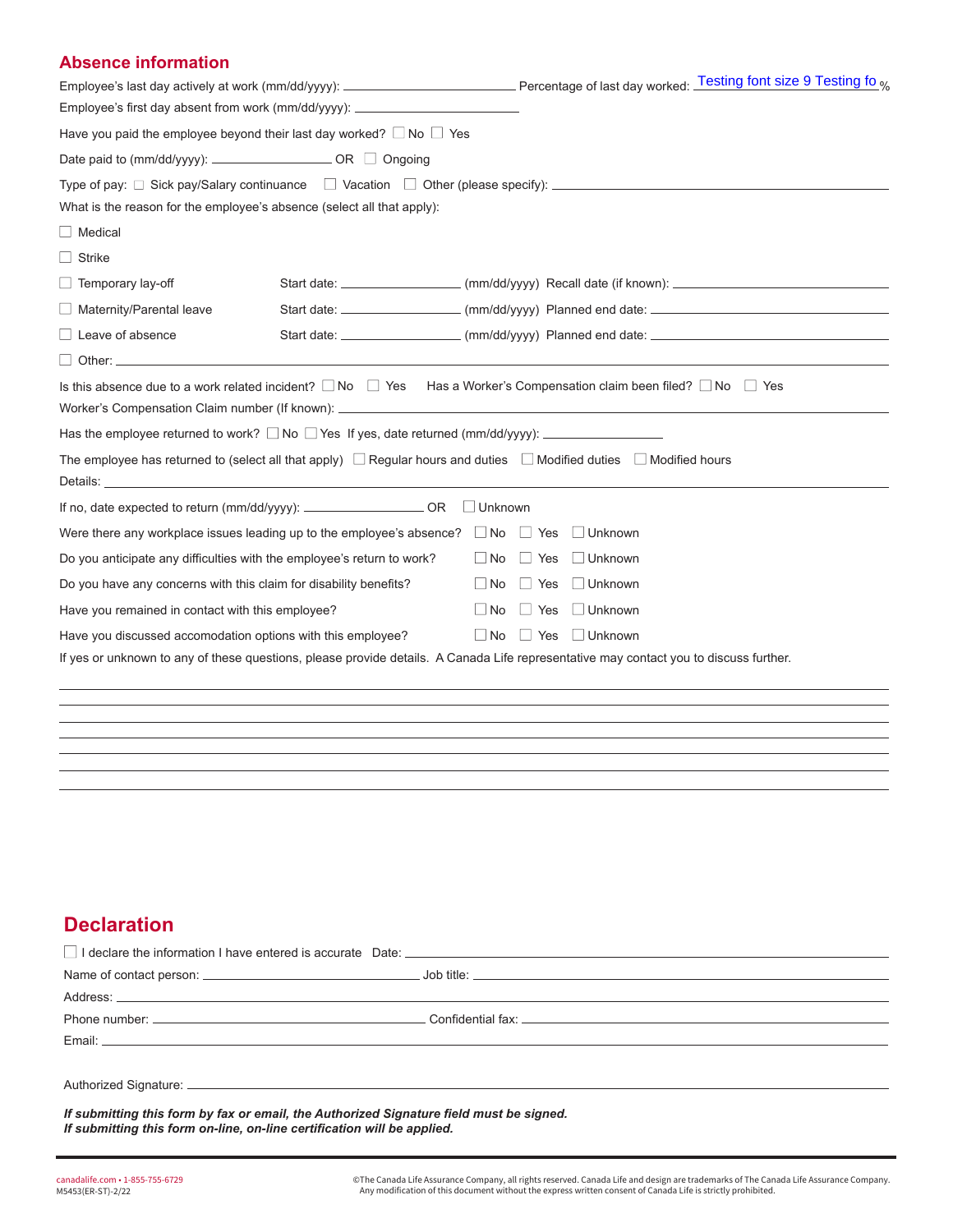## Absence information

Employee's last day actively at work (mm/dd/yyyy): ____________ Percentage of last day worked: Testing font size 9 Testing fo %

Employee's first day absent from work (mm/dd/yyyy): ____________

Have you paid the employee beyond their last day worked? ☐ No ☐ Yes

Date paid to (mm/dd/yyyy): ____________ OR ☐ Ongoing

Type of pay: ☐ Sick pay/Salary continuance ☐ Vacation ☐ Other (please specify): ____________

What is the reason for the employee's absence (select all that apply):

☐ Medical

☐ Strike

☐ Temporary lay-off Start date: ____________ (mm/dd/yyyy) Recall date (if known): ____________

☐ Maternity/Parental leave Start date: ____________ (mm/dd/yyyy) Planned end date: ____________

☐ Leave of absence Start date: ____________ (mm/dd/yyyy) Planned end date: ____________

☐ Other: ____________

Is this absence due to a work related incident? ☐ No ☐ Yes Has a Worker's Compensation claim been filed? ☐ No ☐ Yes

Worker's Compensation Claim number (If known): ____________

Has the employee returned to work? ☐ No ☐ Yes If yes, date returned (mm/dd/yyyy): ____________

The employee has returned to (select all that apply) ☐ Regular hours and duties ☐ Modified duties ☐ Modified hours

Details: ____________

If no, date expected to return (mm/dd/yyyy): ____________ OR ☐ Unknown

Were there any workplace issues leading up to the employee's absence? ☐ No ☐ Yes ☐ Unknown

Do you anticipate any difficulties with the employee's return to work? ☐ No ☐ Yes ☐ Unknown

Do you have any concerns with this claim for disability benefits? ☐ No ☐ Yes ☐ Unknown

Have you remained in contact with this employee? ☐ No ☐ Yes ☐ Unknown

Have you discussed accomodation options with this employee? ☐ No ☐ Yes ☐ Unknown

If yes or unknown to any of these questions, please provide details. A Canada Life representative may contact you to discuss further.

____________

## Declaration

☐ I declare the information I have entered is accurate Date: ____________

Name of contact person: ____________ Job title: ____________

Address: ____________

Phone number: ____________ Confidential fax: ____________

Email: ____________

Authorized Signature: ____________

***If submitting this form by fax or email, the Authorized Signature field must be signed.***
***If submitting this form on-line, on-line certification will be applied.***

canadalife.com • 1-855-755-6729
M5453(ER-ST)-2/22

©The Canada Life Assurance Company, all rights reserved. Canada Life and design are trademarks of The Canada Life Assurance Company. Any modification of this document without the express written consent of Canada Life is strictly prohibited.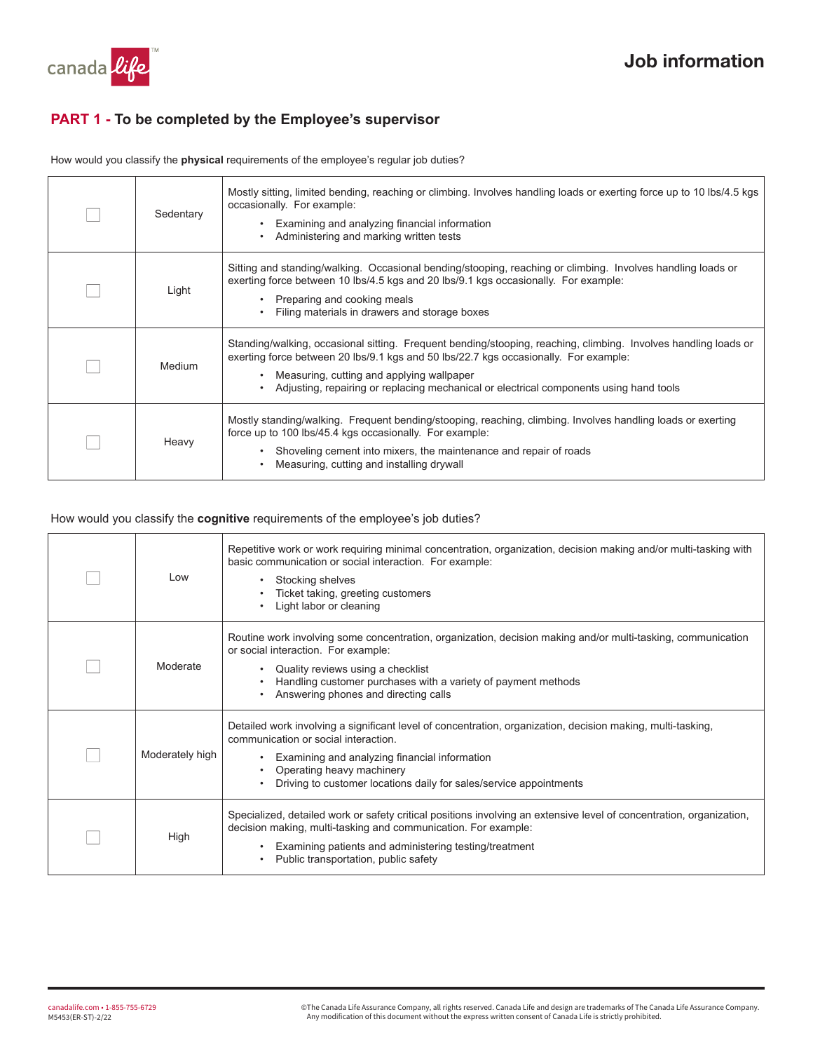# Job information

## PART 1 - To be completed by the Employee's supervisor

How would you classify the **physical** requirements of the employee's regular job duties?

| | | |
|---|---|---|
| ☐ | Sedentary | Mostly sitting, limited bending, reaching or climbing. Involves handling loads or exerting force up to 10 lbs/4.5 kgs occasionally. For example:<br>• Examining and analyzing financial information<br>• Administering and marking written tests |
| ☐ | Light | Sitting and standing/walking. Occasional bending/stooping, reaching or climbing. Involves handling loads or exerting force between 10 lbs/4.5 kgs and 20 lbs/9.1 kgs occasionally. For example:<br>• Preparing and cooking meals<br>• Filing materials in drawers and storage boxes |
| ☐ | Medium | Standing/walking, occasional sitting. Frequent bending/stooping, reaching, climbing. Involves handling loads or exerting force between 20 lbs/9.1 kgs and 50 lbs/22.7 kgs occasionally. For example:<br>• Measuring, cutting and applying wallpaper<br>• Adjusting, repairing or replacing mechanical or electrical components using hand tools |
| ☐ | Heavy | Mostly standing/walking. Frequent bending/stooping, reaching, climbing. Involves handling loads or exerting force up to 100 lbs/45.4 kgs occasionally. For example:<br>• Shoveling cement into mixers, the maintenance and repair of roads<br>• Measuring, cutting and installing drywall |

How would you classify the **cognitive** requirements of the employee's job duties?

| | | |
|---|---|---|
| ☐ | Low | Repetitive work or work requiring minimal concentration, organization, decision making and/or multi-tasking with basic communication or social interaction. For example:<br>• Stocking shelves<br>• Ticket taking, greeting customers<br>• Light labor or cleaning |
| ☐ | Moderate | Routine work involving some concentration, organization, decision making and/or multi-tasking, communication or social interaction. For example:<br>• Quality reviews using a checklist<br>• Handling customer purchases with a variety of payment methods<br>• Answering phones and directing calls |
| ☐ | Moderately high | Detailed work involving a significant level of concentration, organization, decision making, multi-tasking, communication or social interaction.<br>• Examining and analyzing financial information<br>• Operating heavy machinery<br>• Driving to customer locations daily for sales/service appointments |
| ☐ | High | Specialized, detailed work or safety critical positions involving an extensive level of concentration, organization, decision making, multi-tasking and communication. For example:<br>• Examining patients and administering testing/treatment<br>• Public transportation, public safety |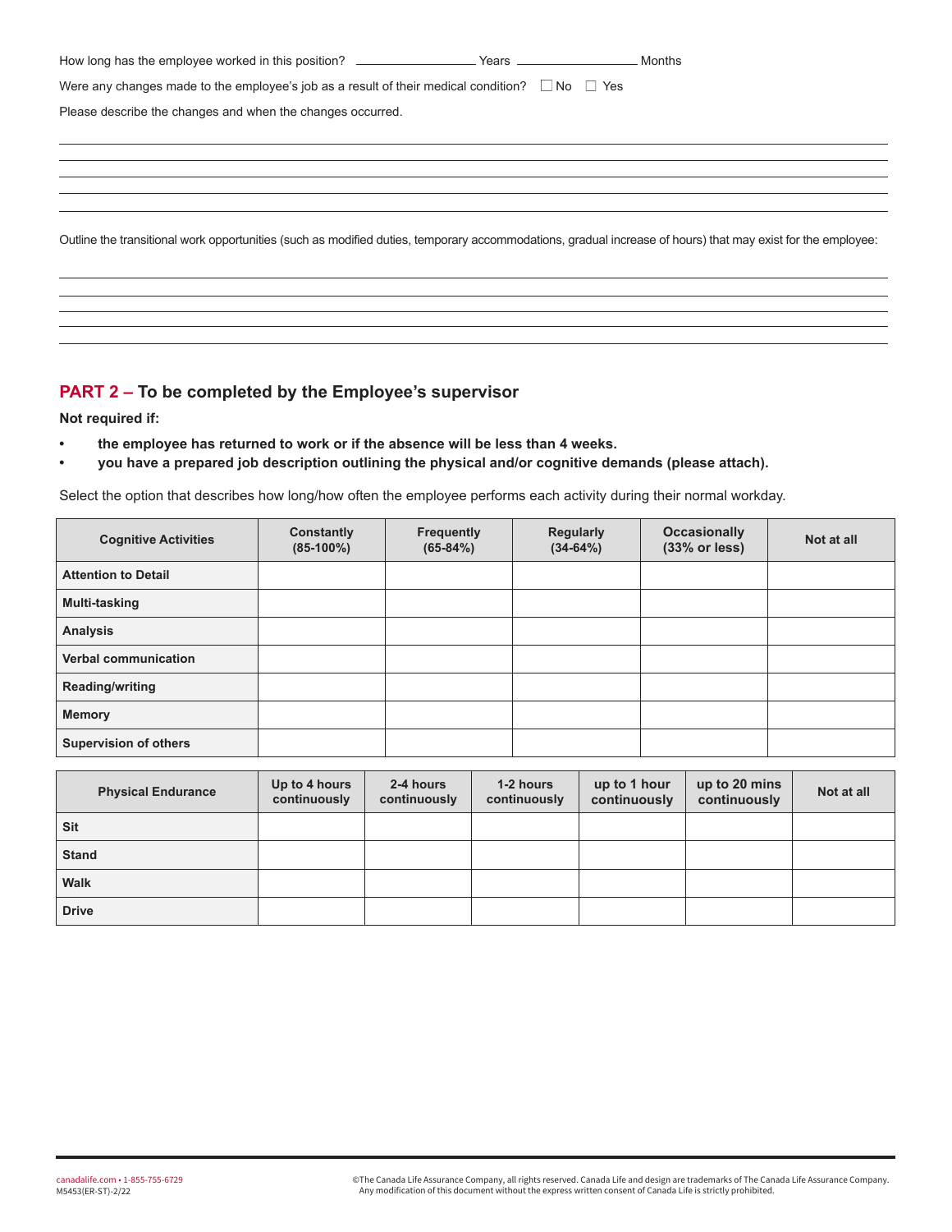How long has the employee worked in this position? ________________ Years ________________ Months

Were any changes made to the employee's job as a result of their medical condition? ☐ No ☐ Yes

Please describe the changes and when the changes occurred.

______________________________________________________________________

______________________________________________________________________

______________________________________________________________________

______________________________________________________________________

______________________________________________________________________

Outline the transitional work opportunities (such as modified duties, temporary accommodations, gradual increase of hours) that may exist for the employee:

______________________________________________________________________

______________________________________________________________________

______________________________________________________________________

______________________________________________________________________

______________________________________________________________________

## PART 2 – To be completed by the Employee's supervisor

**Not required if:**

- **the employee has returned to work or if the absence will be less than 4 weeks.**
- **you have a prepared job description outlining the physical and/or cognitive demands (please attach).**

Select the option that describes how long/how often the employee performs each activity during their normal workday.

| Cognitive Activities | Constantly (85-100%) | Frequently (65-84%) | Regularly (34-64%) | Occasionally (33% or less) | Not at all |
|---|---|---|---|---|---|
| Attention to Detail | | | | | |
| Multi-tasking | | | | | |
| Analysis | | | | | |
| Verbal communication | | | | | |
| Reading/writing | | | | | |
| Memory | | | | | |
| Supervision of others | | | | | |

| Physical Endurance | Up to 4 hours continuously | 2-4 hours continuously | 1-2 hours continuously | up to 1 hour continuously | up to 20 mins continuously | Not at all |
|---|---|---|---|---|---|---|
| Sit | | | | | | |
| Stand | | | | | | |
| Walk | | | | | | |
| Drive | | | | | | |

canadalife.com • 1-855-755-6729
M5453(ER-ST)-2/22

©The Canada Life Assurance Company, all rights reserved. Canada Life and design are trademarks of The Canada Life Assurance Company. Any modification of this document without the express written consent of Canada Life is strictly prohibited.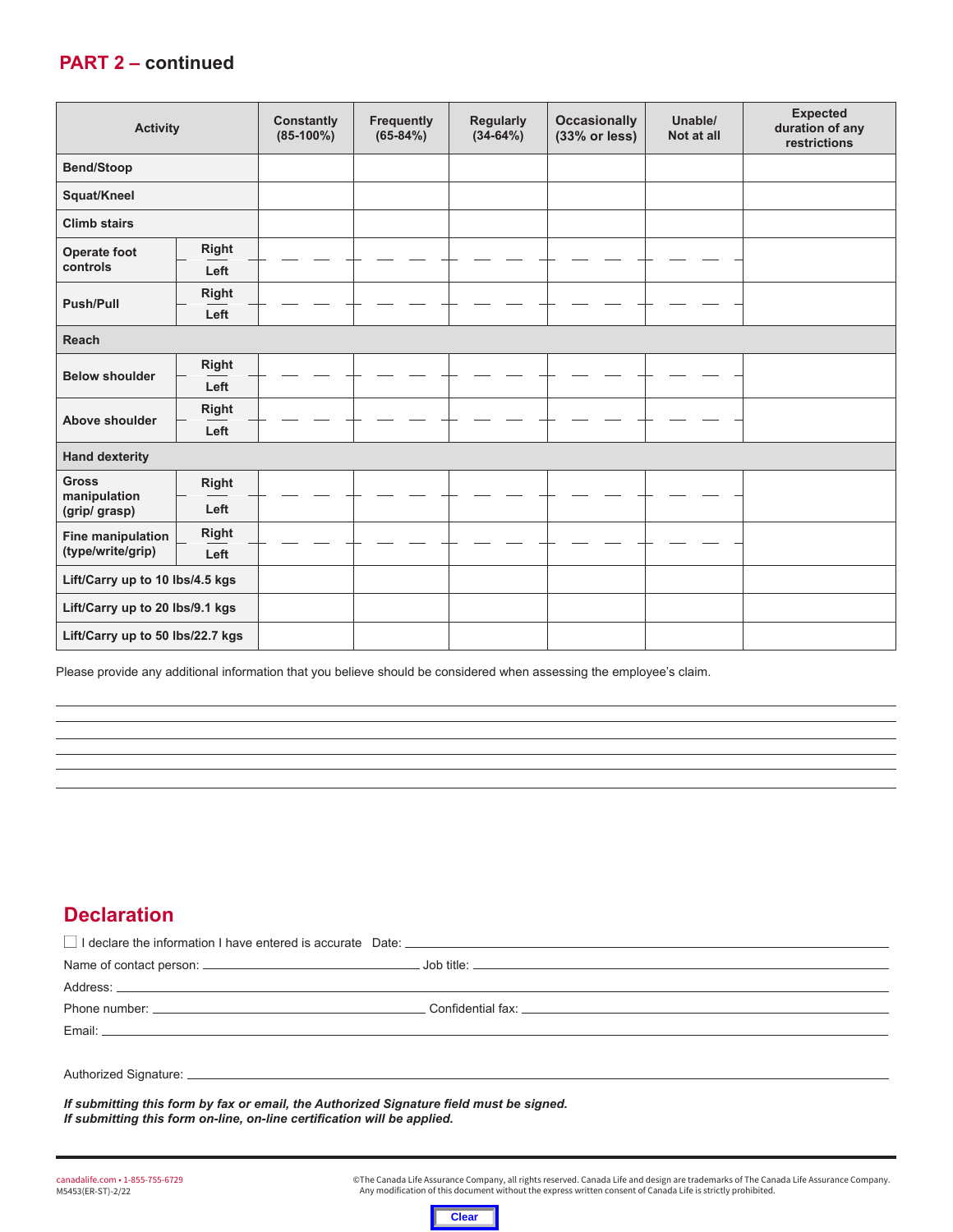## PART 2 – continued

| Activity | | Constantly (85-100%) | Frequently (65-84%) | Regularly (34-64%) | Occasionally (33% or less) | Unable/ Not at all | Expected duration of any restrictions |
|---|---|---|---|---|---|---|---|
| Bend/Stoop | | | | | | | |
| Squat/Kneel | | | | | | | |
| Climb stairs | | | | | | | |
| Operate foot controls | Right | | | | | | |
| | Left | | | | | | |
| Push/Pull | Right | | | | | | |
| | Left | | | | | | |
| **Reach** | | | | | | | |
| Below shoulder | Right | | | | | | |
| | Left | | | | | | |
| Above shoulder | Right | | | | | | |
| | Left | | | | | | |
| **Hand dexterity** | | | | | | | |
| Gross manipulation (grip/ grasp) | Right | | | | | | |
| | Left | | | | | | |
| Fine manipulation (type/write/grip) | Right | | | | | | |
| | Left | | | | | | |
| Lift/Carry up to 10 lbs/4.5 kgs | | | | | | | |
| Lift/Carry up to 20 lbs/9.1 kgs | | | | | | | |
| Lift/Carry up to 50 lbs/22.7 kgs | | | | | | | |

Please provide any additional information that you believe should be considered when assessing the employee's claim.

______________________________________________________________________

______________________________________________________________________

______________________________________________________________________

______________________________________________________________________

______________________________________________________________________

## Declaration

☐ I declare the information I have entered is accurate Date: ____________________

Name of contact person: ____________________ Job title: ____________________

Address: ____________________

Phone number: ____________________ Confidential fax: ____________________

Email: ____________________

Authorized Signature: ____________________

***If submitting this form by fax or email, the Authorized Signature field must be signed.***
***If submitting this form on-line, on-line certification will be applied.***

canadalife.com • 1-855-755-6729
M5453(ER-ST)-2/22

©The Canada Life Assurance Company, all rights reserved. Canada Life and design are trademarks of The Canada Life Assurance Company. Any modification of this document without the express written consent of Canada Life is strictly prohibited.

Clear